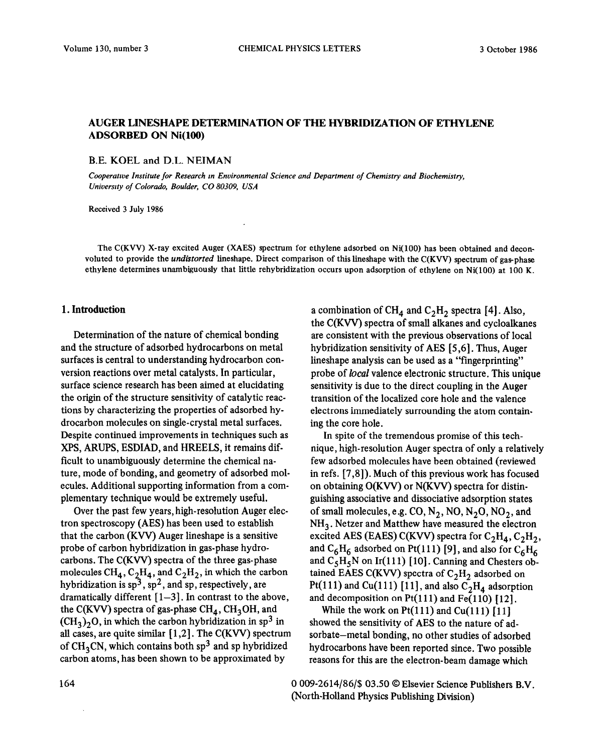# AUGER LINESHAPE DETERMINATION OF THE HYBRIDIZATION OF ETHYLENE ADSORBED ON Ni(100)

B.E. KOEL and D.L. NEIMAN

*Cooperative Institute for Research in Environmental Science and Department of Chemistry and Biochemistry, University of Colorado, Boulder, CO 80309, USA*

Received 3 July 1986

The C(KVV) X-ray excited Auger (XAES) spectrum for ethylene adsorbed on Ni(100) has been obtained and deconvoluted to provide the *undistorted* lineshape. Direct comparison of this lineshape with the C(KVV) spectrum of gas-phase ethylene determines unambiguously that little rehybridization occurs upon adsorption of ethylene on Ni(100) at 100 K.

## 1. Introduction

Determination of the nature of chemical bonding and the structure of adsorbed hydrocarbons on metal surfaces is central to understanding hydrocarbon conversion reactions over metal catalysts. In particular, surface science research has been aimed at elucidating the origin of the structure sensitivity of catalytic reactions by characterizing the properties of adsorbed hydrocarbon molecules on single-crystal metal surfaces. Despite continued improvements in techniques such as XPS, ARUPS, ESDIAD, and HREELS, it remains difficult to unambiguously determine the chemical nature, mode of bonding, and geometry of adsorbed molecules. Additional supporting information from a complementary technique would be extremely useful.

Over the past few years, high-resolution Auger electron spectroscopy (AES) has been used to establish that the carbon (KVV) Auger lineshape is a sensitive probe of carbon hybridization in gas-phase hydrocarbons. The C(KVV) spectra of the three gas-phase molecules $CH_4$, $C_2H_4$, and $C_2H_2$, in which the carbon hybridization is $sp^3$, $sp^2$, and sp, respectively, are dramatically different [1–3]. In contrast to the above, the C(KVV) spectra of gas-phase $CH_4$, $CH_3OH$, and $(CH_3)_2O$, in which the carbon hybridization in $sp^3$ in all cases, are quite similar [1,2]. The C(KVV) spectrum of $CH_3CN$, which contains both $sp^3$ and sp hybridized carbon atoms, has been shown to be approximated by a combination of $CH_4$ and $C_2H_2$ spectra [4]. Also, the C(KVV) spectra of small alkanes and cycloalkanes are consistent with the previous observations of local hybridization sensitivity of AES [5,6]. Thus, Auger lineshape analysis can be used as a "fingerprinting" probe of *local* valence electronic structure. This unique sensitivity is due to the direct coupling in the Auger transition of the localized core hole and the valence electrons immediately surrounding the atom containing the core hole.

In spite of the tremendous promise of this technique, high-resolution Auger spectra of only a relatively few adsorbed molecules have been obtained (reviewed in refs. [7,8]). Much of this previous work has focused on obtaining O(KVV) or N(KVV) spectra for distinguishing associative and dissociative adsorption states of small molecules, e.g. CO, $N_2$, NO, $N_2O$, $NO_2$, and $NH_3$. Netzer and Matthew have measured the electron excited AES (EAES) C(KVV) spectra for $C_2H_4$, $C_2H_2$, and $C_6H_6$ adsorbed on Pt(111) [9], and also for $C_6H_6$ and $C_5H_5N$ on Ir(111) [10]. Canning and Chesters obtained EAES C(KVV) spectra of $C_2H_2$ adsorbed on Pt(111) and Cu(111) [11], and also $C_2H_4$ adsorption and decomposition on Pt(111) and Fe(110) [12].

While the work on Pt(111) and Cu(111) [11] showed the sensitivity of AES to the nature of adsorbate–metal bonding, no other studies of adsorbed hydrocarbons have been reported since. Two possible reasons for this are the electron-beam damage which

0 009-2614/86/$ 03.50 © Elsevier Science Publishers B.V. (North-Holland Physics Publishing Division)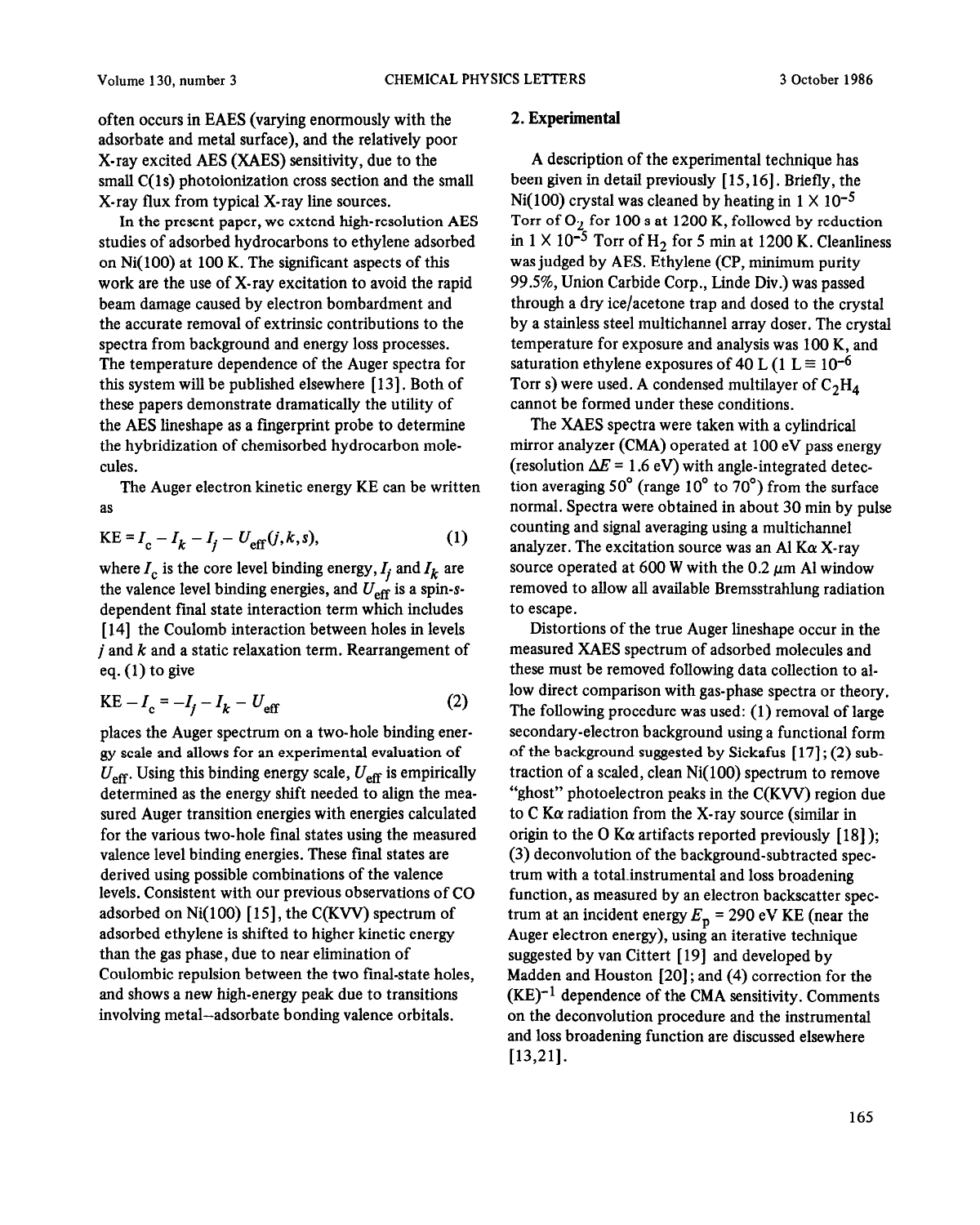often occurs in EAES (varying enormously with the adsorbate and metal surface), and the relatively poor X-ray excited AES (XAES) sensitivity, due to the small C(1s) photoionization cross section and the small X-ray flux from typical X-ray line sources.

In the present paper, we extend high-resolution AES studies of adsorbed hydrocarbons to ethylene adsorbed on Ni(100) at 100 K. The significant aspects of this work are the use of X-ray excitation to avoid the rapid beam damage caused by electron bombardment and the accurate removal of extrinsic contributions to the spectra from background and energy loss processes. The temperature dependence of the Auger spectra for this system will be published elsewhere [13]. Both of these papers demonstrate dramatically the utility of the AES lineshape as a fingerprint probe to determine the hybridization of chemisorbed hydrocarbon molecules.

The Auger electron kinetic energy KE can be written as

$$\mathrm{KE} = I_c - I_k - I_j - U_{\mathrm{eff}}(j,k,s), \tag{1}$$

where $I_c$ is the core level binding energy, $I_j$ and $I_k$ are the valence level binding energies, and $U_{\mathrm{eff}}$ is a spin-$s$-dependent final state interaction term which includes [14] the Coulomb interaction between holes in levels $j$ and $k$ and a static relaxation term. Rearrangement of eq. (1) to give

$$\mathrm{KE} - I_c = -I_j - I_k - U_{\mathrm{eff}} \tag{2}$$

places the Auger spectrum on a two-hole binding energy scale and allows for an experimental evaluation of $U_{\mathrm{eff}}$. Using this binding energy scale, $U_{\mathrm{eff}}$ is empirically determined as the energy shift needed to align the measured Auger transition energies with energies calculated for the various two-hole final states using the measured valence level binding energies. These final states are derived using possible combinations of the valence levels. Consistent with our previous observations of CO adsorbed on Ni(100) [15], the C(KVV) spectrum of adsorbed ethylene is shifted to higher kinetic energy than the gas phase, due to near elimination of Coulombic repulsion between the two final-state holes, and shows a new high-energy peak due to transitions involving metal–adsorbate bonding valence orbitals.

## 2. Experimental

A description of the experimental technique has been given in detail previously [15,16]. Briefly, the Ni(100) crystal was cleaned by heating in $1 \times 10^{-5}$ Torr of $O_2$ for 100 s at 1200 K, followed by reduction in $1 \times 10^{-5}$ Torr of $H_2$ for 5 min at 1200 K. Cleanliness was judged by AES. Ethylene (CP, minimum purity 99.5%, Union Carbide Corp., Linde Div.) was passed through a dry ice/acetone trap and dosed to the crystal by a stainless steel multichannel array doser. The crystal temperature for exposure and analysis was 100 K, and saturation ethylene exposures of 40 L (1 L ≡ $10^{-6}$ Torr s) were used. A condensed multilayer of $C_2H_4$ cannot be formed under these conditions.

The XAES spectra were taken with a cylindrical mirror analyzer (CMA) operated at 100 eV pass energy (resolution $\Delta E$ = 1.6 eV) with angle-integrated detection averaging 50° (range 10° to 70°) from the surface normal. Spectra were obtained in about 30 min by pulse counting and signal averaging using a multichannel analyzer. The excitation source was an Al K$\alpha$ X-ray source operated at 600 W with the 0.2 µm Al window removed to allow all available Bremsstrahlung radiation to escape.

Distortions of the true Auger lineshape occur in the measured XAES spectrum of adsorbed molecules and these must be removed following data collection to allow direct comparison with gas-phase spectra or theory. The following procedure was used: (1) removal of large secondary-electron background using a functional form of the background suggested by Sickafus [17]; (2) subtraction of a scaled, clean Ni(100) spectrum to remove "ghost" photoelectron peaks in the C(KVV) region due to C K$\alpha$ radiation from the X-ray source (similar in origin to the O K$\alpha$ artifacts reported previously [18]); (3) deconvolution of the background-subtracted spectrum with a total instrumental and loss broadening function, as measured by an electron backscatter spectrum at an incident energy $E_p$ = 290 eV KE (near the Auger electron energy), using an iterative technique suggested by van Cittert [19] and developed by Madden and Houston [20]; and (4) correction for the $(\mathrm{KE})^{-1}$ dependence of the CMA sensitivity. Comments on the deconvolution procedure and the instrumental and loss broadening function are discussed elsewhere [13,21].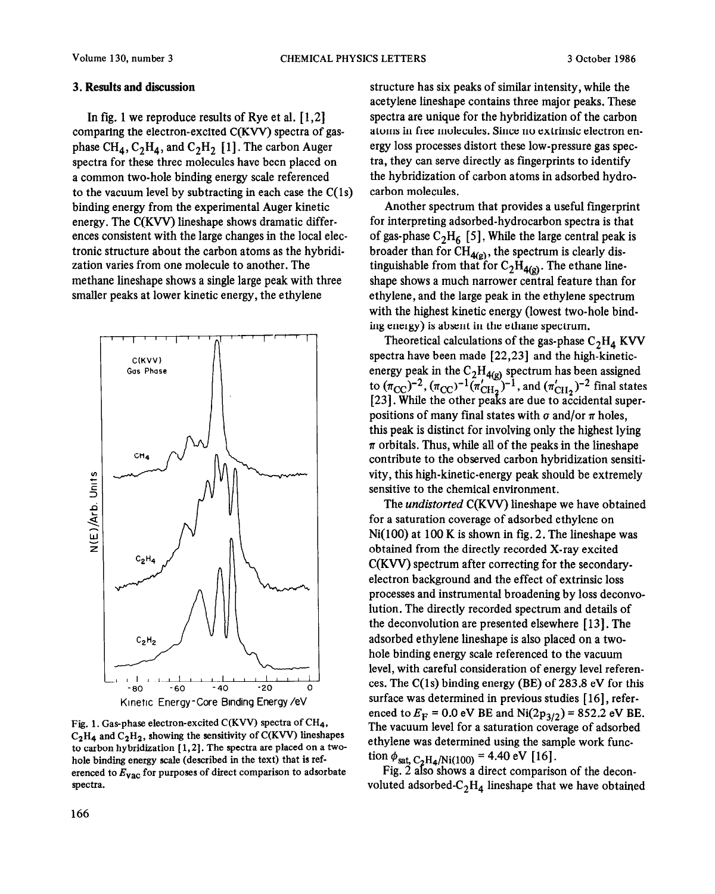## 3. Results and discussion

In fig. 1 we reproduce results of Rye et al. [1,2] comparing the electron-excited C(KVV) spectra of gas-phase $CH_4$, $C_2H_4$, and $C_2H_2$ [1]. The carbon Auger spectra for these three molecules have been placed on a common two-hole binding energy scale referenced to the vacuum level by subtracting in each case the C(1s) binding energy from the experimental Auger kinetic energy. The C(KVV) lineshape shows dramatic differences consistent with the large changes in the local electronic structure about the carbon atoms as the hybridization varies from one molecule to another. The methane lineshape shows a single large peak with three smaller peaks at lower kinetic energy, the ethylene structure has six peaks of similar intensity, while the acetylene lineshape contains three major peaks. These spectra are unique for the hybridization of the carbon atoms in free molecules. Since no extrinsic electron energy loss processes distort these low-pressure gas spectra, they can serve directly as fingerprints to identify the hybridization of carbon atoms in adsorbed hydrocarbon molecules.

Fig. 1. Gas-phase electron-excited C(KVV) spectra of $CH_4$, $C_2H_4$ and $C_2H_2$, showing the sensitivity of C(KVV) lineshapes to carbon hybridization [1,2]. The spectra are placed on a two-hole binding energy scale (described in the text) that is referenced to $E_{vac}$ for purposes of direct comparison to adsorbate spectra.

Another spectrum that provides a useful fingerprint for interpreting adsorbed-hydrocarbon spectra is that of gas-phase $C_2H_6$ [5]. While the large central peak is broader than for $CH_{4(g)}$, the spectrum is clearly distinguishable from that for $C_2H_{4(g)}$. The ethane lineshape shows a much narrower central feature than for ethylene, and the large peak in the ethylene spectrum with the highest kinetic energy (lowest two-hole binding energy) is absent in the ethane spectrum.

Theoretical calculations of the gas-phase $C_2H_4$ KVV spectra have been made [22,23] and the high-kinetic-energy peak in the $C_2H_{4(g)}$ spectrum has been assigned to $(\pi_{CC})^{-2}$, $(\pi_{CC})^{-1}(\pi'_{CH_2})^{-1}$, and $(\pi'_{CH_2})^{-2}$ final states [23]. While the other peaks are due to accidental superpositions of many final states with $\sigma$ and/or $\pi$ holes, this peak is distinct for involving only the highest lying $\pi$ orbitals. Thus, while all of the peaks in the lineshape contribute to the observed carbon hybridization sensitivity, this high-kinetic-energy peak should be extremely sensitive to the chemical environment.

The *undistorted* C(KVV) lineshape we have obtained for a saturation coverage of adsorbed ethylene on Ni(100) at 100 K is shown in fig. 2. The lineshape was obtained from the directly recorded X-ray excited C(KVV) spectrum after correcting for the secondary-electron background and the effect of extrinsic loss processes and instrumental broadening by loss deconvolution. The directly recorded spectrum and details of the deconvolution are presented elsewhere [13]. The adsorbed ethylene lineshape is also placed on a two-hole binding energy scale referenced to the vacuum level, with careful consideration of energy level references. The C(1s) binding energy (BE) of 283.8 eV for this surface was determined in previous studies [16], referenced to $E_F$ = 0.0 eV BE and $Ni(2p_{3/2})$ = 852.2 eV BE. The vacuum level for a saturation coverage of adsorbed ethylene was determined using the sample work function $\phi_{sat,\, C_2H_4/Ni(100)}$ = 4.40 eV [16].

Fig. 2 also shows a direct comparison of the deconvoluted adsorbed-$C_2H_4$ lineshape that we have obtained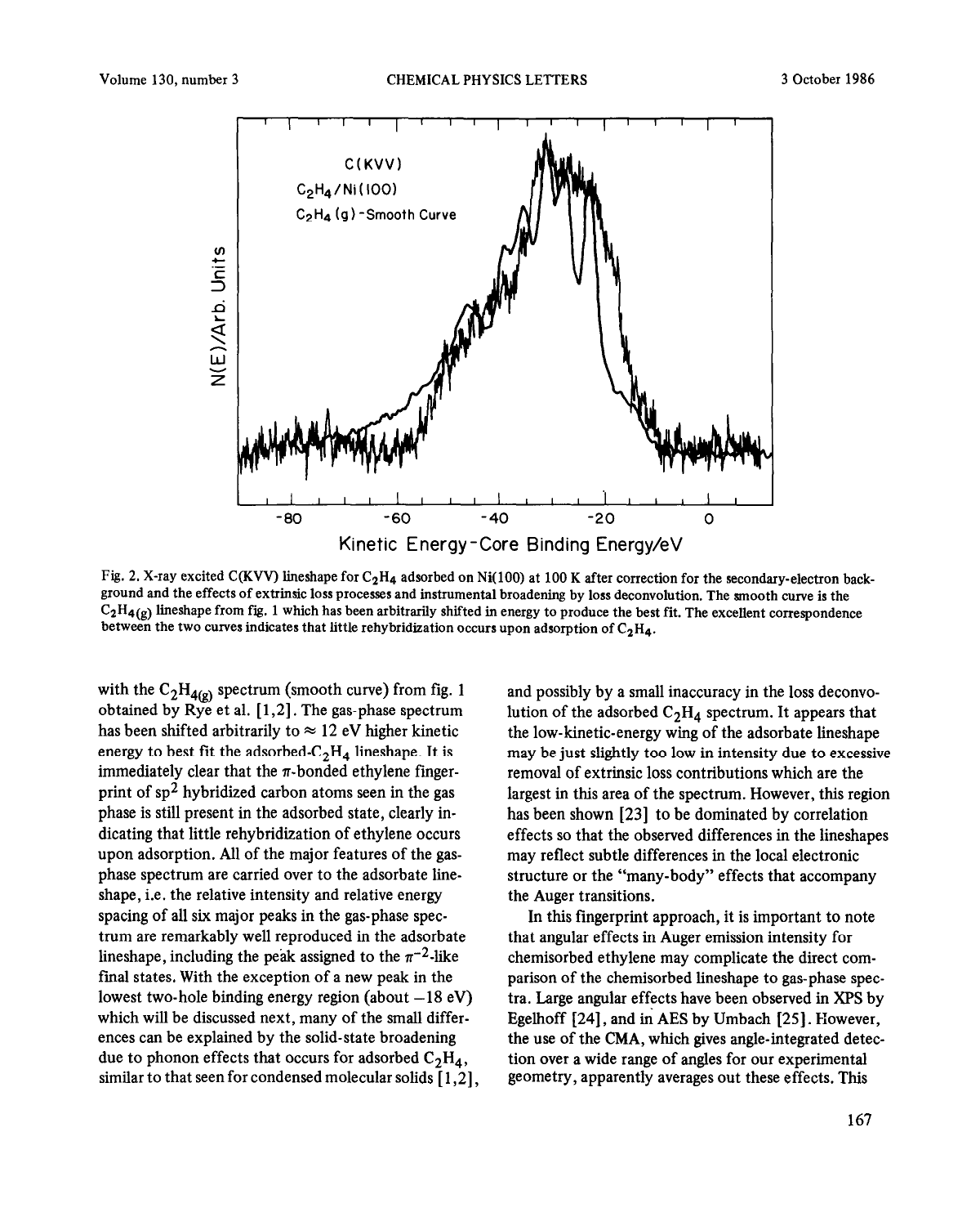Fig. 2. X-ray excited C(KVV) lineshape for $C_2H_4$ adsorbed on Ni(100) at 100 K after correction for the secondary-electron background and the effects of extrinsic loss processes and instrumental broadening by loss deconvolution. The smooth curve is the $C_2H_{4(g)}$ lineshape from fig. 1 which has been arbitrarily shifted in energy to produce the best fit. The excellent correspondence between the two curves indicates that little rehybridization occurs upon adsorption of $C_2H_4$.

with the $C_2H_{4(g)}$ spectrum (smooth curve) from fig. 1 obtained by Rye et al. [1,2]. The gas-phase spectrum has been shifted arbitrarily to ≈ 12 eV higher kinetic energy to best fit the adsorbed-$C_2H_4$ lineshape. It is immediately clear that the π-bonded ethylene fingerprint of $sp^2$ hybridized carbon atoms seen in the gas phase is still present in the adsorbed state, clearly indicating that little rehybridization of ethylene occurs upon adsorption. All of the major features of the gas-phase spectrum are carried over to the adsorbate lineshape, i.e. the relative intensity and relative energy spacing of all six major peaks in the gas-phase spectrum are remarkably well reproduced in the adsorbate lineshape, including the peak assigned to the $\pi^{-2}$-like final states. With the exception of a new peak in the lowest two-hole binding energy region (about −18 eV) which will be discussed next, many of the small differences can be explained by the solid-state broadening due to phonon effects that occurs for adsorbed $C_2H_4$, similar to that seen for condensed molecular solids [1,2], and possibly by a small inaccuracy in the loss deconvolution of the adsorbed $C_2H_4$ spectrum. It appears that the low-kinetic-energy wing of the adsorbate lineshape may be just slightly too low in intensity due to excessive removal of extrinsic loss contributions which are the largest in this area of the spectrum. However, this region has been shown [23] to be dominated by correlation effects so that the observed differences in the lineshapes may reflect subtle differences in the local electronic structure or the "many-body" effects that accompany the Auger transitions.

In this fingerprint approach, it is important to note that angular effects in Auger emission intensity for chemisorbed ethylene may complicate the direct comparison of the chemisorbed lineshape to gas-phase spectra. Large angular effects have been observed in XPS by Egelhoff [24], and in AES by Umbach [25]. However, the use of the CMA, which gives angle-integrated detection over a wide range of angles for our experimental geometry, apparently averages out these effects. This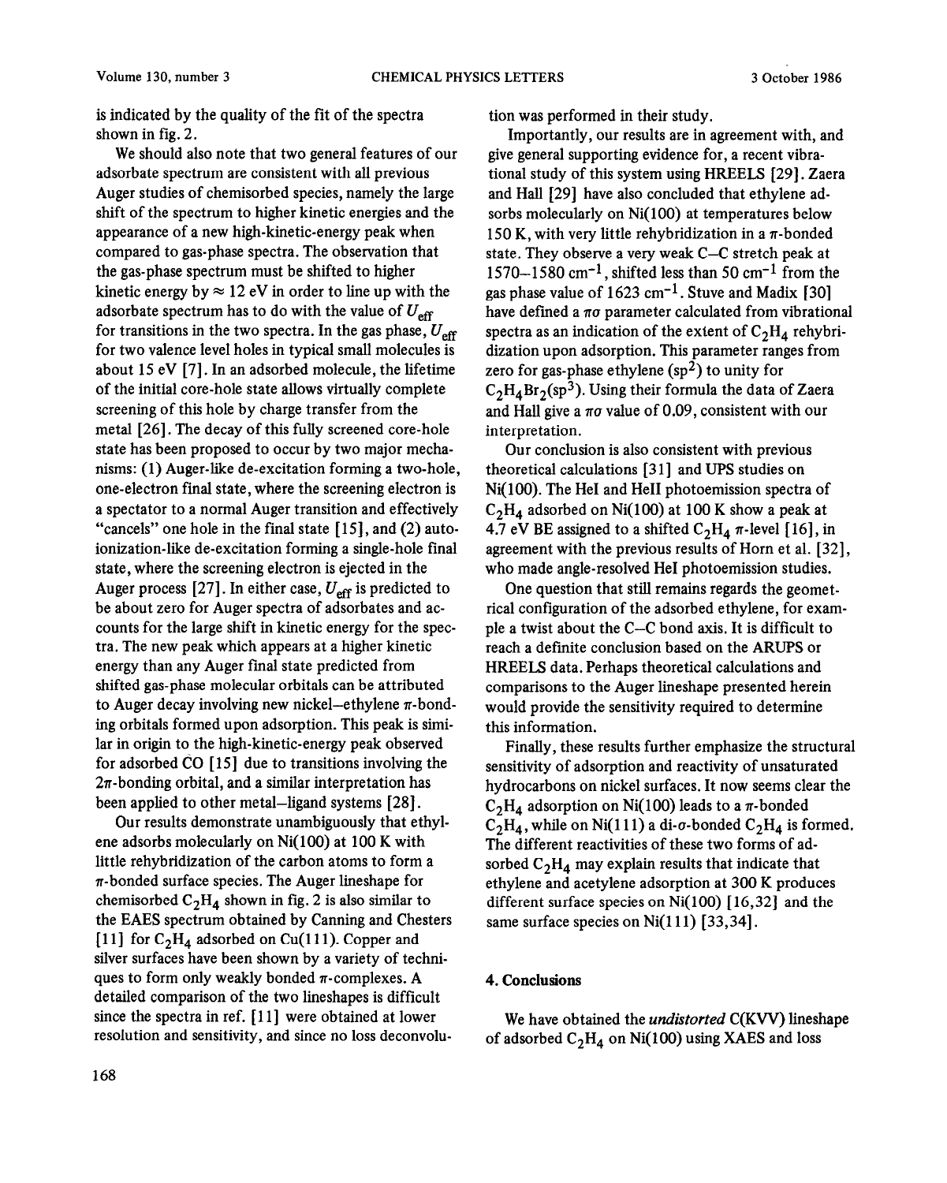is indicated by the quality of the fit of the spectra shown in fig. 2.

We should also note that two general features of our adsorbate spectrum are consistent with all previous Auger studies of chemisorbed species, namely the large shift of the spectrum to higher kinetic energies and the appearance of a new high-kinetic-energy peak when compared to gas-phase spectra. The observation that the gas-phase spectrum must be shifted to higher kinetic energy by ≈ 12 eV in order to line up with the adsorbate spectrum has to do with the value of $U_{eff}$ for transitions in the two spectra. In the gas phase, $U_{eff}$ for two valence level holes in typical small molecules is about 15 eV [7]. In an adsorbed molecule, the lifetime of the initial core-hole state allows virtually complete screening of this hole by charge transfer from the metal [26]. The decay of this fully screened core-hole state has been proposed to occur by two major mechanisms: (1) Auger-like de-excitation forming a two-hole, one-electron final state, where the screening electron is a spectator to a normal Auger transition and effectively "cancels" one hole in the final state [15], and (2) autoionization-like de-excitation forming a single-hole final state, where the screening electron is ejected in the Auger process [27]. In either case, $U_{eff}$ is predicted to be about zero for Auger spectra of adsorbates and accounts for the large shift in kinetic energy for the spectra. The new peak which appears at a higher kinetic energy than any Auger final state predicted from shifted gas-phase molecular orbitals can be attributed to Auger decay involving new nickel–ethylene $\pi$-bonding orbitals formed upon adsorption. This peak is similar in origin to the high-kinetic-energy peak observed for adsorbed CO [15] due to transitions involving the $2\pi$-bonding orbital, and a similar interpretation has been applied to other metal–ligand systems [28].

Our results demonstrate unambiguously that ethylene adsorbs molecularly on Ni(100) at 100 K with little rehybridization of the carbon atoms to form a $\pi$-bonded surface species. The Auger lineshape for chemisorbed $C_2H_4$ shown in fig. 2 is also similar to the EAES spectrum obtained by Canning and Chesters [11] for $C_2H_4$ adsorbed on Cu(111). Copper and silver surfaces have been shown by a variety of techniques to form only weakly bonded $\pi$-complexes. A detailed comparison of the two lineshapes is difficult since the spectra in ref. [11] were obtained at lower resolution and sensitivity, and since no loss deconvolution was performed in their study.

Importantly, our results are in agreement with, and give general supporting evidence for, a recent vibrational study of this system using HREELS [29]. Zaera and Hall [29] have also concluded that ethylene adsorbs molecularly on Ni(100) at temperatures below 150 K, with very little rehybridization in a $\pi$-bonded state. They observe a very weak C–C stretch peak at 1570–1580 $cm^{-1}$, shifted less than 50 $cm^{-1}$ from the gas phase value of 1623 $cm^{-1}$. Stuve and Madix [30] have defined a $\pi\sigma$ parameter calculated from vibrational spectra as an indication of the extent of $C_2H_4$ rehybridization upon adsorption. This parameter ranges from zero for gas-phase ethylene ($sp^2$) to unity for $C_2H_4Br_2$($sp^3$). Using their formula the data of Zaera and Hall give a $\pi\sigma$ value of 0.09, consistent with our interpretation.

Our conclusion is also consistent with previous theoretical calculations [31] and UPS studies on Ni(100). The HeI and HeII photoemission spectra of $C_2H_4$ adsorbed on Ni(100) at 100 K show a peak at 4.7 eV BE assigned to a shifted $C_2H_4$ $\pi$-level [16], in agreement with the previous results of Horn et al. [32], who made angle-resolved HeI photoemission studies.

One question that still remains regards the geometrical configuration of the adsorbed ethylene, for example a twist about the C–C bond axis. It is difficult to reach a definite conclusion based on the ARUPS or HREELS data. Perhaps theoretical calculations and comparisons to the Auger lineshape presented herein would provide the sensitivity required to determine this information.

Finally, these results further emphasize the structural sensitivity of adsorption and reactivity of unsaturated hydrocarbons on nickel surfaces. It now seems clear the $C_2H_4$ adsorption on Ni(100) leads to a $\pi$-bonded $C_2H_4$, while on Ni(111) a di-$\sigma$-bonded $C_2H_4$ is formed. The different reactivities of these two forms of adsorbed $C_2H_4$ may explain results that indicate that ethylene and acetylene adsorption at 300 K produces different surface species on Ni(100) [16,32] and the same surface species on Ni(111) [33,34].

## 4. Conclusions

We have obtained the *undistorted* C(KVV) lineshape of adsorbed $C_2H_4$ on Ni(100) using XAES and loss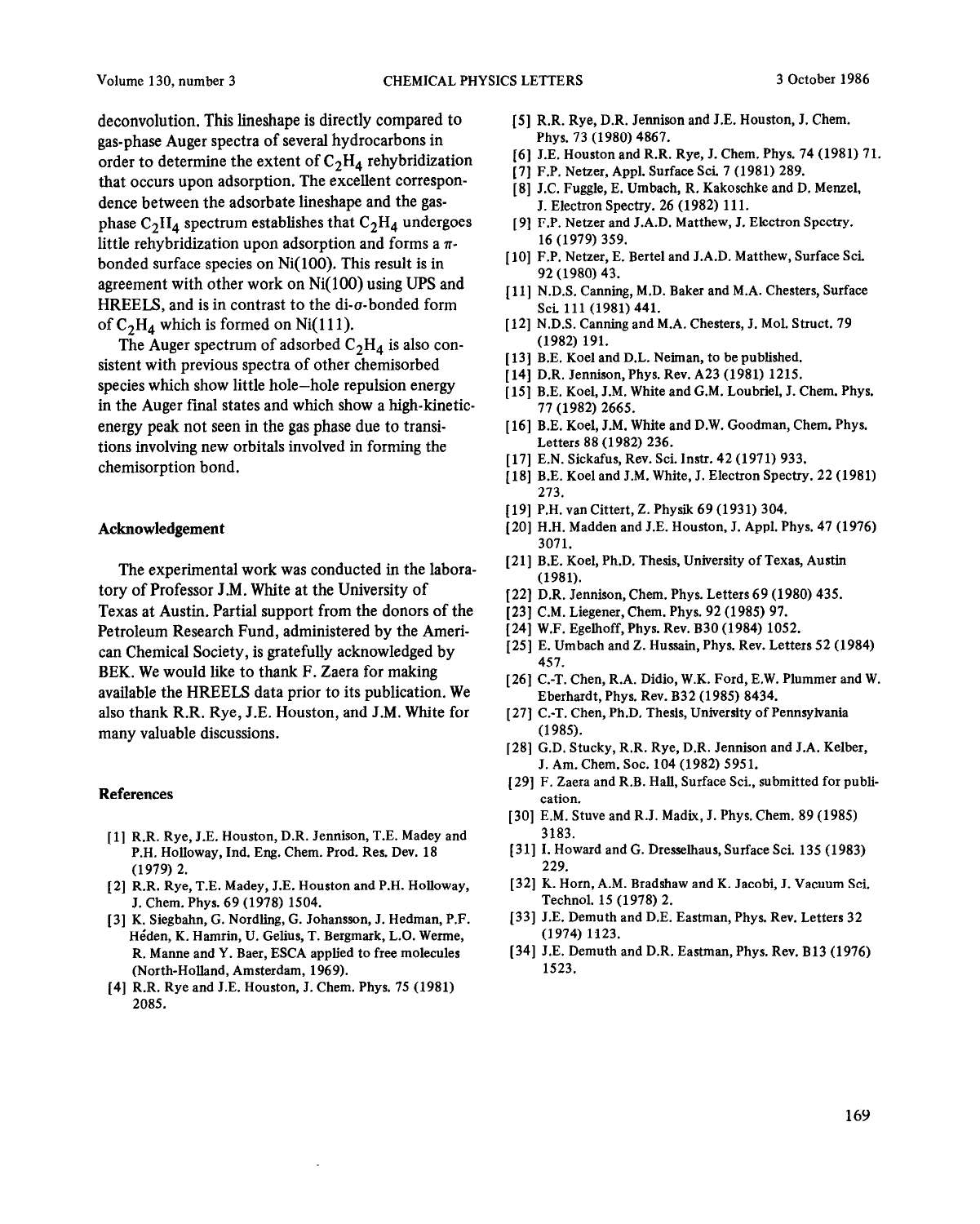deconvolution. This lineshape is directly compared to gas-phase Auger spectra of several hydrocarbons in order to determine the extent of $C_2H_4$ rehybridization that occurs upon adsorption. The excellent correspondence between the adsorbate lineshape and the gas-phase $C_2H_4$ spectrum establishes that $C_2H_4$ undergoes little rehybridization upon adsorption and forms a $\pi$-bonded surface species on Ni(100). This result is in agreement with other work on Ni(100) using UPS and HREELS, and is in contrast to the di-$\sigma$-bonded form of $C_2H_4$ which is formed on Ni(111).

The Auger spectrum of adsorbed $C_2H_4$ is also consistent with previous spectra of other chemisorbed species which show little hole–hole repulsion energy in the Auger final states and which show a high-kinetic-energy peak not seen in the gas phase due to transitions involving new orbitals involved in forming the chemisorption bond.

## Acknowledgement

The experimental work was conducted in the laboratory of Professor J.M. White at the University of Texas at Austin. Partial support from the donors of the Petroleum Research Fund, administered by the American Chemical Society, is gratefully acknowledged by BEK. We would like to thank F. Zaera for making available the HREELS data prior to its publication. We also thank R.R. Rye, J.E. Houston, and J.M. White for many valuable discussions.

## References

[1] R.R. Rye, J.E. Houston, D.R. Jennison, T.E. Madey and P.H. Holloway, Ind. Eng. Chem. Prod. Res. Dev. 18 (1979) 2.

[2] R.R. Rye, T.E. Madey, J.E. Houston and P.H. Holloway, J. Chem. Phys. 69 (1978) 1504.

[3] K. Siegbahn, G. Nordling, G. Johansson, J. Hedman, P.F. Héden, K. Hamrin, U. Gelius, T. Bergmark, L.O. Werme, R. Manne and Y. Baer, ESCA applied to free molecules (North-Holland, Amsterdam, 1969).

[4] R.R. Rye and J.E. Houston, J. Chem. Phys. 75 (1981) 2085.

[5] R.R. Rye, D.R. Jennison and J.E. Houston, J. Chem. Phys. 73 (1980) 4867.

[6] J.E. Houston and R.R. Rye, J. Chem. Phys. 74 (1981) 71.

[7] F.P. Netzer, Appl. Surface Sci. 7 (1981) 289.

[8] J.C. Fuggle, E. Umbach, R. Kakoschke and D. Menzel, J. Electron Spectry. 26 (1982) 111.

[9] F.P. Netzer and J.A.D. Matthew, J. Electron Spectry. 16 (1979) 359.

[10] F.P. Netzer, E. Bertel and J.A.D. Matthew, Surface Sci. 92 (1980) 43.

[11] N.D.S. Canning, M.D. Baker and M.A. Chesters, Surface Sci. 111 (1981) 441.

[12] N.D.S. Canning and M.A. Chesters, J. Mol. Struct. 79 (1982) 191.

[13] B.E. Koel and D.L. Neiman, to be published.

[14] D.R. Jennison, Phys. Rev. A23 (1981) 1215.

[15] B.E. Koel, J.M. White and G.M. Loubriel, J. Chem. Phys. 77 (1982) 2665.

[16] B.E. Koel, J.M. White and D.W. Goodman, Chem. Phys. Letters 88 (1982) 236.

[17] E.N. Sickafus, Rev. Sci. Instr. 42 (1971) 933.

[18] B.E. Koel and J.M. White, J. Electron Spectry. 22 (1981) 273.

[19] P.H. van Cittert, Z. Physik 69 (1931) 304.

[20] H.H. Madden and J.E. Houston, J. Appl. Phys. 47 (1976) 3071.

[21] B.E. Koel, Ph.D. Thesis, University of Texas, Austin (1981).

[22] D.R. Jennison, Chem. Phys. Letters 69 (1980) 435.

[23] C.M. Liegener, Chem. Phys. 92 (1985) 97.

[24] W.F. Egelhoff, Phys. Rev. B30 (1984) 1052.

[25] E. Umbach and Z. Hussain, Phys. Rev. Letters 52 (1984) 457.

[26] C.-T. Chen, R.A. Didio, W.K. Ford, E.W. Plummer and W. Eberhardt, Phys. Rev. B32 (1985) 8434.

[27] C.-T. Chen, Ph.D. Thesis, University of Pennsylvania (1985).

[28] G.D. Stucky, R.R. Rye, D.R. Jennison and J.A. Kelber, J. Am. Chem. Soc. 104 (1982) 5951.

[29] F. Zaera and R.B. Hall, Surface Sci., submitted for publication.

[30] E.M. Stuve and R.J. Madix, J. Phys. Chem. 89 (1985) 3183.

[31] I. Howard and G. Dresselhaus, Surface Sci. 135 (1983) 229.

[32] K. Horn, A.M. Bradshaw and K. Jacobi, J. Vacuum Sci. Technol. 15 (1978) 2.

[33] J.E. Demuth and D.E. Eastman, Phys. Rev. Letters 32 (1974) 1123.

[34] J.E. Demuth and D.R. Eastman, Phys. Rev. B13 (1976) 1523.